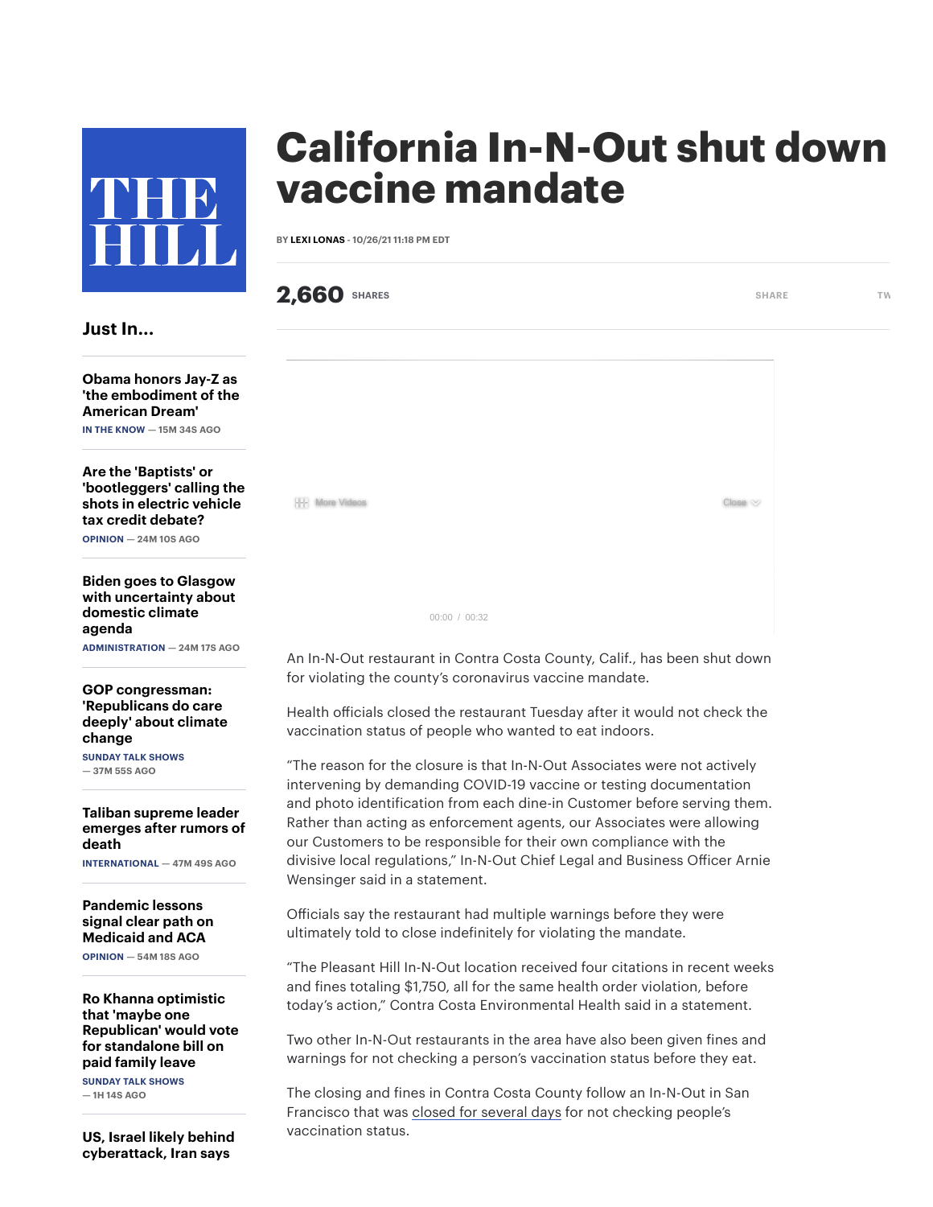# California In-N-Out shut down vaccine mandate

BY LEXI LONAS - 10/26/21 11:18 PM EDT

**2,660** SHARES

## Just In...

**Obama honors Jay-Z as 'the embodiment of the American Dream'**
IN THE KNOW — 15M 34S AGO

**Are the 'Baptists' or 'bootleggers' calling the shots in electric vehicle tax credit debate?**
OPINION — 24M 10S AGO

**Biden goes to Glasgow with uncertainty about domestic climate agenda**
ADMINISTRATION — 24M 17S AGO

**GOP congressman: 'Republicans do care deeply' about climate change**
SUNDAY TALK SHOWS — 37M 55S AGO

**Taliban supreme leader emerges after rumors of death**
INTERNATIONAL — 47M 49S AGO

**Pandemic lessons signal clear path on Medicaid and ACA**
OPINION — 54M 18S AGO

**Ro Khanna optimistic that 'maybe one Republican' would vote for standalone bill on paid family leave**
SUNDAY TALK SHOWS — 1H 14S AGO

**US, Israel likely behind cyberattack, Iran says**

---

An In-N-Out restaurant in Contra Costa County, Calif., has been shut down for violating the county's coronavirus vaccine mandate.

Health officials closed the restaurant Tuesday after it would not check the vaccination status of people who wanted to eat indoors.

"The reason for the closure is that In-N-Out Associates were not actively intervening by demanding COVID-19 vaccine or testing documentation and photo identification from each dine-in Customer before serving them. Rather than acting as enforcement agents, our Associates were allowing our Customers to be responsible for their own compliance with the divisive local regulations," In-N-Out Chief Legal and Business Officer Arnie Wensinger said in a statement.

Officials say the restaurant had multiple warnings before they were ultimately told to close indefinitely for violating the mandate.

"The Pleasant Hill In-N-Out location received four citations in recent weeks and fines totaling $1,750, all for the same health order violation, before today's action," Contra Costa Environmental Health said in a statement.

Two other In-N-Out restaurants in the area have also been given fines and warnings for not checking a person's vaccination status before they eat.

The closing and fines in Contra Costa County follow an In-N-Out in San Francisco that was closed for several days for not checking people's vaccination status.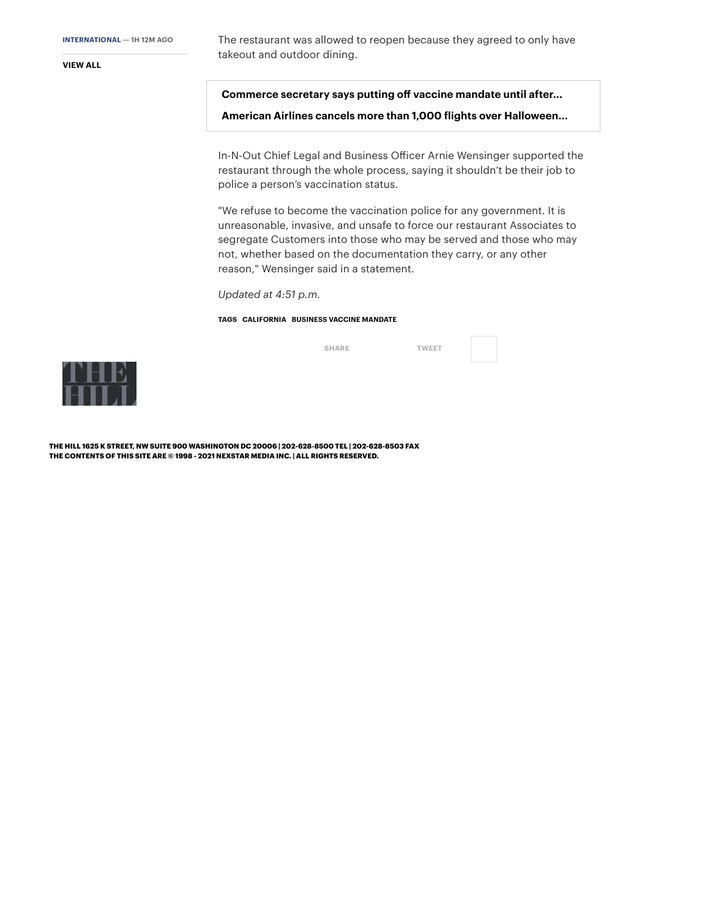The restaurant was allowed to reopen because they agreed to only have takeout and outdoor dining.

In-N-Out Chief Legal and Business Officer Arnie Wensinger supported the restaurant through the whole process, saying it shouldn't be their job to police a person's vaccination status.

"We refuse to become the vaccination police for any government. It is unreasonable, invasive, and unsafe to force our restaurant Associates to segregate Customers into those who may be served and those who may not, whether based on the documentation they carry, or any other reason," Wensinger said in a statement.

*Updated at 4:51 p.m.*

**TAGS** **CALIFORNIA** **BUSINESS VACCINE MANDATE**